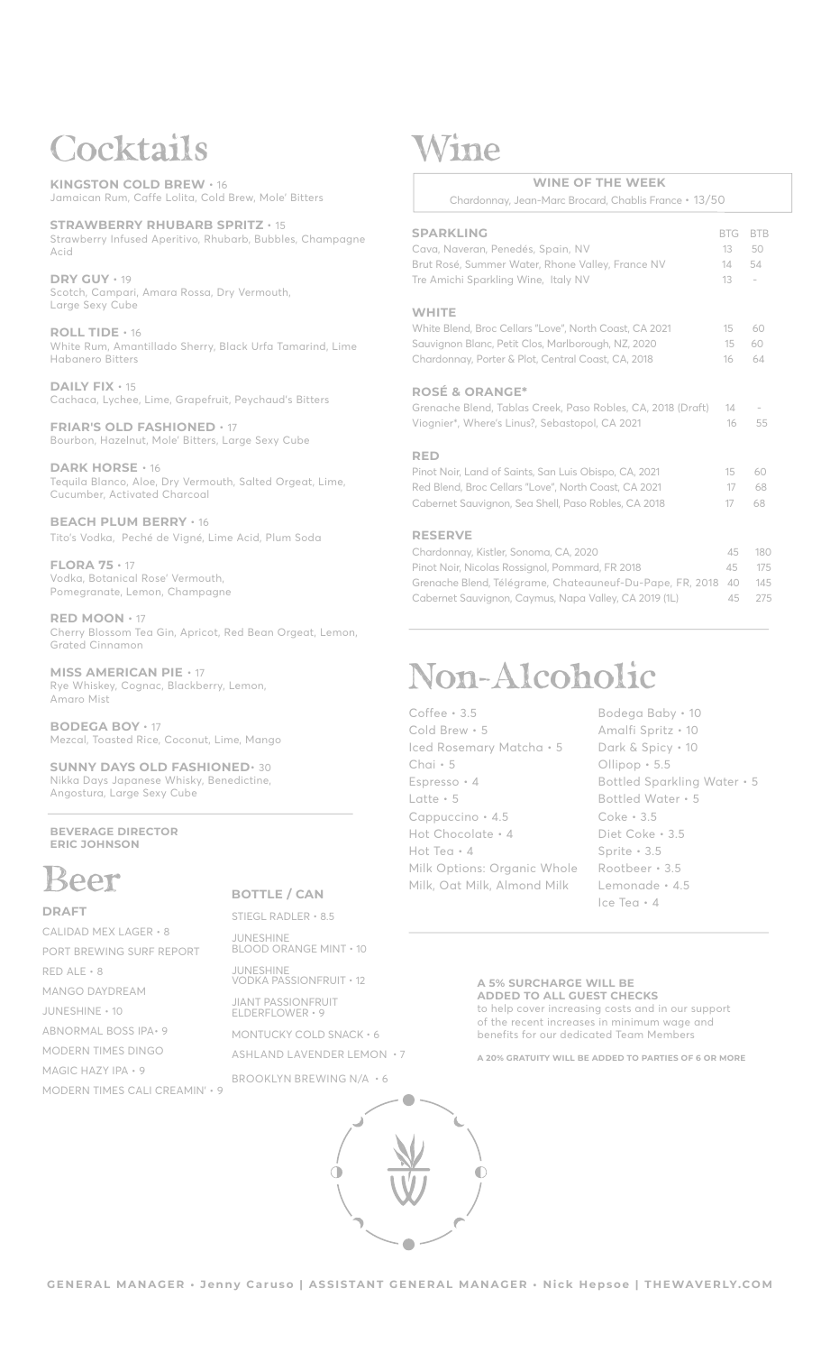# Cocktails

**KINGSTON COLD BREW** • 16
Jamaican Rum, Caffe Lolita, Cold Brew, Mole' Bitters

**STRAWBERRY RHUBARB SPRITZ** • 15
Strawberry Infused Aperitivo, Rhubarb, Bubbles, Champagne Acid

**DRY GUY** • 19
Scotch, Campari, Amara Rossa, Dry Vermouth, Large Sexy Cube

**ROLL TIDE** • 16
White Rum, Amantillado Sherry, Black Urfa Tamarind, Lime Habanero Bitters

**DAILY FIX** • 15
Cachaca, Lychee, Lime, Grapefruit, Peychaud's Bitters

**FRIAR'S OLD FASHIONED** • 17
Bourbon, Hazelnut, Mole' Bitters, Large Sexy Cube

**DARK HORSE** • 16
Tequila Blanco, Aloe, Dry Vermouth, Salted Orgeat, Lime, Cucumber, Activated Charcoal

**BEACH PLUM BERRY** • 16
Tito's Vodka, Peché de Vigné, Lime Acid, Plum Soda

**FLORA 75** • 17
Vodka, Botanical Rose' Vermouth, Pomegranate, Lemon, Champagne

**RED MOON** • 17
Cherry Blossom Tea Gin, Apricot, Red Bean Orgeat, Lemon, Grated Cinnamon

**MISS AMERICAN PIE** • 17
Rye Whiskey, Cognac, Blackberry, Lemon, Amaro Mist

**BODEGA BOY** • 17
Mezcal, Toasted Rice, Coconut, Lime, Mango

**SUNNY DAYS OLD FASHIONED** • 30
Nikka Days Japanese Whisky, Benedictine, Angostura, Large Sexy Cube

**BEVERAGE DIRECTOR**
**ERIC JOHNSON**

# Beer

## DRAFT

CALIDAD MEX LAGER • 8
PORT BREWING SURF REPORT
RED ALE • 8
MANGO DAYDREAM
JUNESHINE • 10
ABNORMAL BOSS IPA • 9
MODERN TIMES DINGO
MAGIC HAZY IPA • 9
MODERN TIMES CALI CREAMIN' • 9

## BOTTLE / CAN

STIEGL RADLER • 8.5
JUNESHINE BLOOD ORANGE MINT • 10
JUNESHINE VODKA PASSIONFRUIT • 12
JIANT PASSIONFRUIT ELDERFLOWER • 9
MONTUCKY COLD SNACK • 6
ASHLAND LAVENDER LEMON • 7
BROOKLYN BREWING N/A • 6

# Wine

**WINE OF THE WEEK**
Chardonnay, Jean-Marc Brocard, Chablis France • 13/50

| SPARKLING | BTG | BTB |
|---|---|---|
| Cava, Naveran, Penedés, Spain, NV | 13 | 50 |
| Brut Rosé, Summer Water, Rhone Valley, France NV | 14 | 54 |
| Tre Amichi Sparkling Wine, Italy NV | 13 | - |
| **WHITE** | | |
| White Blend, Broc Cellars "Love", North Coast, CA 2021 | 15 | 60 |
| Sauvignon Blanc, Petit Clos, Marlborough, NZ, 2020 | 15 | 60 |
| Chardonnay, Porter & Plot, Central Coast, CA, 2018 | 16 | 64 |
| **ROSÉ & ORANGE*** | | |
| Grenache Blend, Tablas Creek, Paso Robles, CA, 2018 (Draft) | 14 | - |
| Viognier*, Where's Linus?, Sebastopol, CA 2021 | 16 | 55 |
| **RED** | | |
| Pinot Noir, Land of Saints, San Luis Obispo, CA, 2021 | 15 | 60 |
| Red Blend, Broc Cellars "Love", North Coast, CA 2021 | 17 | 68 |
| Cabernet Sauvignon, Sea Shell, Paso Robles, CA 2018 | 17 | 68 |
| **RESERVE** | | |
| Chardonnay, Kistler, Sonoma, CA, 2020 | 45 | 180 |
| Pinot Noir, Nicolas Rossignol, Pommard, FR 2018 | 45 | 175 |
| Grenache Blend, Télégrame, Chateauneuf-Du-Pape, FR, 2018 | 40 | 145 |
| Cabernet Sauvignon, Caymus, Napa Valley, CA 2019 (1L) | 45 | 275 |

# Non-Alcoholic

Coffee • 3.5
Cold Brew • 5
Iced Rosemary Matcha • 5
Chai • 5
Espresso • 4
Latte • 5
Cappuccino • 4.5
Hot Chocolate • 4
Hot Tea • 4
Milk Options: Organic Whole Milk, Oat Milk, Almond Milk

Bodega Baby • 10
Amalfi Spritz • 10
Dark & Spicy • 10
Ollipop • 5.5
Bottled Sparkling Water • 5
Bottled Water • 5
Coke • 3.5
Diet Coke • 3.5
Sprite • 3.5
Rootbeer • 3.5
Lemonade • 4.5
Ice Tea • 4

**A 5% SURCHARGE WILL BE ADDED TO ALL GUEST CHECKS**
to help cover increasing costs and in our support of the recent increases in minimum wage and benefits for our dedicated Team Members

**A 20% GRATUITY WILL BE ADDED TO PARTIES OF 6 OR MORE**

**GENERAL MANAGER • Jenny Caruso | ASSISTANT GENERAL MANAGER • Nick Hepsoe | THEWAVERLY.COM**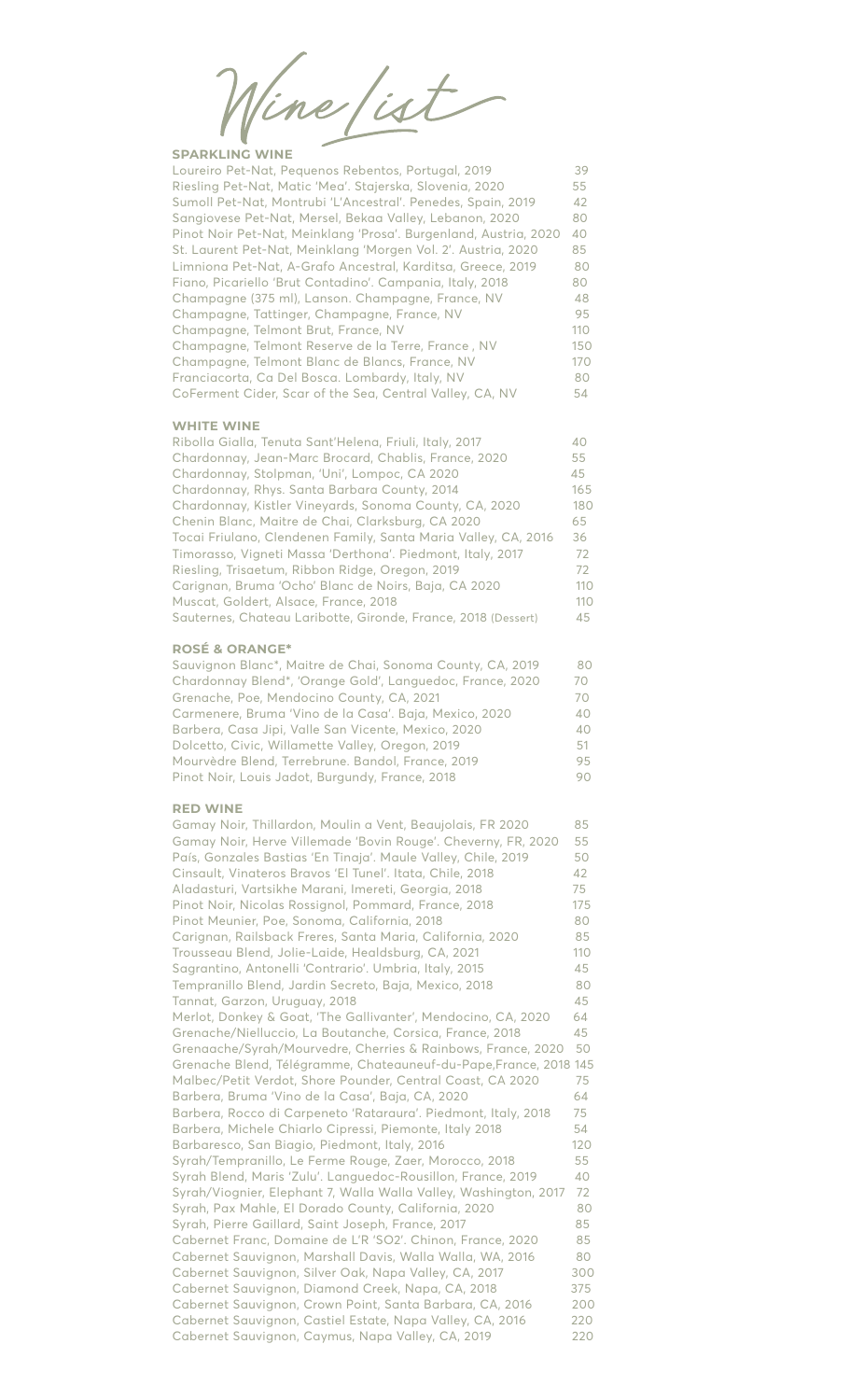# Wine List

## SPARKLING WINE

| | |
|---|---|
| Loureiro Pet-Nat, Pequenos Rebentos, Portugal, 2019 | 39 |
| Riesling Pet-Nat, Matic 'Mea'. Stajerska, Slovenia, 2020 | 55 |
| Sumoll Pet-Nat, Montrubi 'L'Ancestral'. Penedes, Spain, 2019 | 42 |
| Sangiovese Pet-Nat, Mersel, Bekaa Valley, Lebanon, 2020 | 80 |
| Pinot Noir Pet-Nat, Meinklang 'Prosa'. Burgenland, Austria, 2020 | 40 |
| St. Laurent Pet-Nat, Meinklang 'Morgen Vol. 2'. Austria, 2020 | 85 |
| Limniona Pet-Nat, A-Grafo Ancestral, Karditsa, Greece, 2019 | 80 |
| Fiano, Picariello 'Brut Contadino'. Campania, Italy, 2018 | 80 |
| Champagne (375 ml), Lanson. Champagne, France, NV | 48 |
| Champagne, Tattinger, Champagne, France, NV | 95 |
| Champagne, Telmont Brut, France, NV | 110 |
| Champagne, Telmont Reserve de la Terre, France , NV | 150 |
| Champagne, Telmont Blanc de Blancs, France, NV | 170 |
| Franciacorta, Ca Del Bosca. Lombardy, Italy, NV | 80 |
| CoFerment Cider, Scar of the Sea, Central Valley, CA, NV | 54 |

## WHITE WINE

| | |
|---|---|
| Ribolla Gialla, Tenuta Sant'Helena, Friuli, Italy, 2017 | 40 |
| Chardonnay, Jean-Marc Brocard, Chablis, France, 2020 | 55 |
| Chardonnay, Stolpman, 'Uni', Lompoc, CA 2020 | 45 |
| Chardonnay, Rhys. Santa Barbara County, 2014 | 165 |
| Chardonnay, Kistler Vineyards, Sonoma County, CA, 2020 | 180 |
| Chenin Blanc, Maitre de Chai, Clarksburg, CA 2020 | 65 |
| Tocai Friulano, Clendenen Family, Santa Maria Valley, CA, 2016 | 36 |
| Timorasso, Vigneti Massa 'Derthona'. Piedmont, Italy, 2017 | 72 |
| Riesling, Trisaetum, Ribbon Ridge, Oregon, 2019 | 72 |
| Carignan, Bruma 'Ocho' Blanc de Noirs, Baja, CA 2020 | 110 |
| Muscat, Goldert, Alsace, France, 2018 | 110 |
| Sauternes, Chateau Laribotte, Gironde, France, 2018 (Dessert) | 45 |

## ROSÉ & ORANGE*

| | |
|---|---|
| Sauvignon Blanc*, Maitre de Chai, Sonoma County, CA, 2019 | 80 |
| Chardonnay Blend*, 'Orange Gold', Languedoc, France, 2020 | 70 |
| Grenache, Poe, Mendocino County, CA, 2021 | 70 |
| Carmenere, Bruma 'Vino de la Casa'. Baja, Mexico, 2020 | 40 |
| Barbera, Casa Jipi, Valle San Vicente, Mexico, 2020 | 40 |
| Dolcetto, Civic, Willamette Valley, Oregon, 2019 | 51 |
| Mourvèdre Blend, Terrebrune. Bandol, France, 2019 | 95 |
| Pinot Noir, Louis Jadot, Burgundy, France, 2018 | 90 |

## RED WINE

| | |
|---|---|
| Gamay Noir, Thillardon, Moulin a Vent, Beaujolais, FR 2020 | 85 |
| Gamay Noir, Herve Villemade 'Bovin Rouge'. Cheverny, FR, 2020 | 55 |
| País, Gonzales Bastias 'En Tinaja'. Maule Valley, Chile, 2019 | 50 |
| Cinsault, Vinateros Bravos 'El Tunel'. Itata, Chile, 2018 | 42 |
| Aladasturi, Vartsikhe Marani, Imereti, Georgia, 2018 | 75 |
| Pinot Noir, Nicolas Rossignol, Pommard, France, 2018 | 175 |
| Pinot Meunier, Poe, Sonoma, California, 2018 | 80 |
| Carignan, Railsback Freres, Santa Maria, California, 2020 | 85 |
| Trousseau Blend, Jolie-Laide, Healdsburg, CA, 2021 | 110 |
| Sagrantino, Antonelli 'Contrario'. Umbria, Italy, 2015 | 45 |
| Tempranillo Blend, Jardin Secreto, Baja, Mexico, 2018 | 80 |
| Tannat, Garzon, Uruguay, 2018 | 45 |
| Merlot, Donkey & Goat, 'The Gallivanter', Mendocino, CA, 2020 | 64 |
| Grenache/Nielluccio, La Boutanche, Corsica, France, 2018 | 45 |
| Grenaache/Syrah/Mourvedre, Cherries & Rainbows, France, 2020 | 50 |
| Grenache Blend, Télégramme, Chateauneuf-du-Pape,France, 2018 | 145 |
| Malbec/Petit Verdot, Shore Pounder, Central Coast, CA 2020 | 75 |
| Barbera, Bruma 'Vino de la Casa', Baja, CA, 2020 | 64 |
| Barbera, Rocco di Carpeneto 'Rataraura'. Piedmont, Italy, 2018 | 75 |
| Barbera, Michele Chiarlo Cipressi, Piemonte, Italy 2018 | 54 |
| Barbaresco, San Biagio, Piedmont, Italy, 2016 | 120 |
| Syrah/Tempranillo, Le Ferme Rouge, Zaer, Morocco, 2018 | 55 |
| Syrah Blend, Maris 'Zulu'. Languedoc-Rousillon, France, 2019 | 40 |
| Syrah/Viognier, Elephant 7, Walla Walla Valley, Washington, 2017 | 72 |
| Syrah, Pax Mahle, El Dorado County, California, 2020 | 80 |
| Syrah, Pierre Gaillard, Saint Joseph, France, 2017 | 85 |
| Cabernet Franc, Domaine de L'R 'SO2'. Chinon, France, 2020 | 85 |
| Cabernet Sauvignon, Marshall Davis, Walla Walla, WA, 2016 | 80 |
| Cabernet Sauvignon, Silver Oak, Napa Valley, CA, 2017 | 300 |
| Cabernet Sauvignon, Diamond Creek, Napa, CA, 2018 | 375 |
| Cabernet Sauvignon, Crown Point, Santa Barbara, CA, 2016 | 200 |
| Cabernet Sauvignon, Castiel Estate, Napa Valley, CA, 2016 | 220 |
| Cabernet Sauvignon, Caymus, Napa Valley, CA, 2019 | 220 |